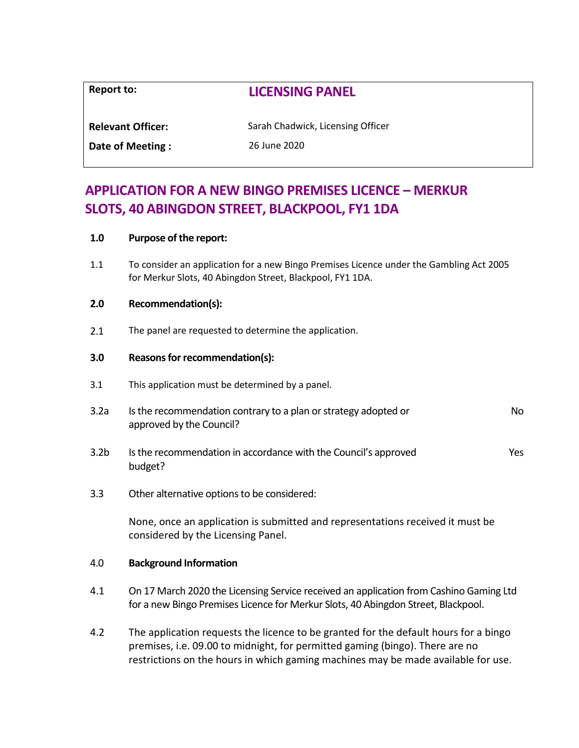| Report to: | **LICENSING PANEL** |
| --- | --- |
| **Relevant Officer:** | Sarah Chadwick, Licensing Officer |
| **Date of Meeting :** | 26 June 2020 |

# APPLICATION FOR A NEW BINGO PREMISES LICENCE – MERKUR SLOTS, 40 ABINGDON STREET, BLACKPOOL, FY1 1DA

**1.0 Purpose of the report:**

1.1 To consider an application for a new Bingo Premises Licence under the Gambling Act 2005 for Merkur Slots, 40 Abingdon Street, Blackpool, FY1 1DA.

**2.0 Recommendation(s):**

2.1 The panel are requested to determine the application.

**3.0 Reasons for recommendation(s):**

3.1 This application must be determined by a panel.

3.2a Is the recommendation contrary to a plan or strategy adopted or approved by the Council? No

3.2b Is the recommendation in accordance with the Council's approved budget? Yes

3.3 Other alternative options to be considered:

None, once an application is submitted and representations received it must be considered by the Licensing Panel.

4.0 **Background Information**

4.1 On 17 March 2020 the Licensing Service received an application from Cashino Gaming Ltd for a new Bingo Premises Licence for Merkur Slots, 40 Abingdon Street, Blackpool.

4.2 The application requests the licence to be granted for the default hours for a bingo premises, i.e. 09.00 to midnight, for permitted gaming (bingo). There are no restrictions on the hours in which gaming machines may be made available for use.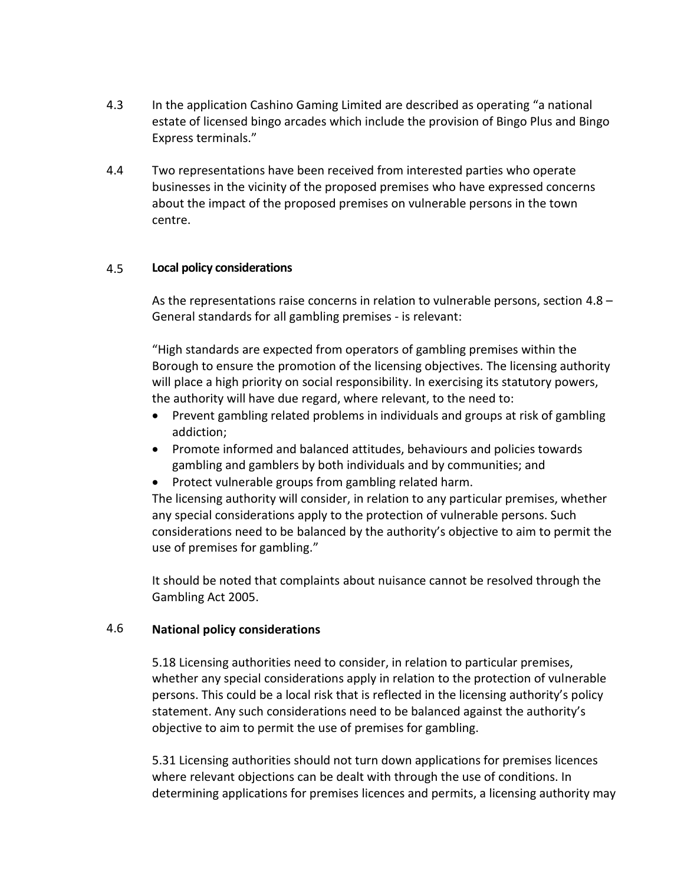4.3 In the application Cashino Gaming Limited are described as operating "a national estate of licensed bingo arcades which include the provision of Bingo Plus and Bingo Express terminals."

4.4 Two representations have been received from interested parties who operate businesses in the vicinity of the proposed premises who have expressed concerns about the impact of the proposed premises on vulnerable persons in the town centre.

4.5 **Local policy considerations**

As the representations raise concerns in relation to vulnerable persons, section 4.8 – General standards for all gambling premises - is relevant:

"High standards are expected from operators of gambling premises within the Borough to ensure the promotion of the licensing objectives. The licensing authority will place a high priority on social responsibility. In exercising its statutory powers, the authority will have due regard, where relevant, to the need to:

- Prevent gambling related problems in individuals and groups at risk of gambling addiction;
- Promote informed and balanced attitudes, behaviours and policies towards gambling and gamblers by both individuals and by communities; and
- Protect vulnerable groups from gambling related harm.

The licensing authority will consider, in relation to any particular premises, whether any special considerations apply to the protection of vulnerable persons. Such considerations need to be balanced by the authority's objective to aim to permit the use of premises for gambling."

It should be noted that complaints about nuisance cannot be resolved through the Gambling Act 2005.

4.6 **National policy considerations**

5.18 Licensing authorities need to consider, in relation to particular premises, whether any special considerations apply in relation to the protection of vulnerable persons. This could be a local risk that is reflected in the licensing authority's policy statement. Any such considerations need to be balanced against the authority's objective to aim to permit the use of premises for gambling.

5.31 Licensing authorities should not turn down applications for premises licences where relevant objections can be dealt with through the use of conditions. In determining applications for premises licences and permits, a licensing authority may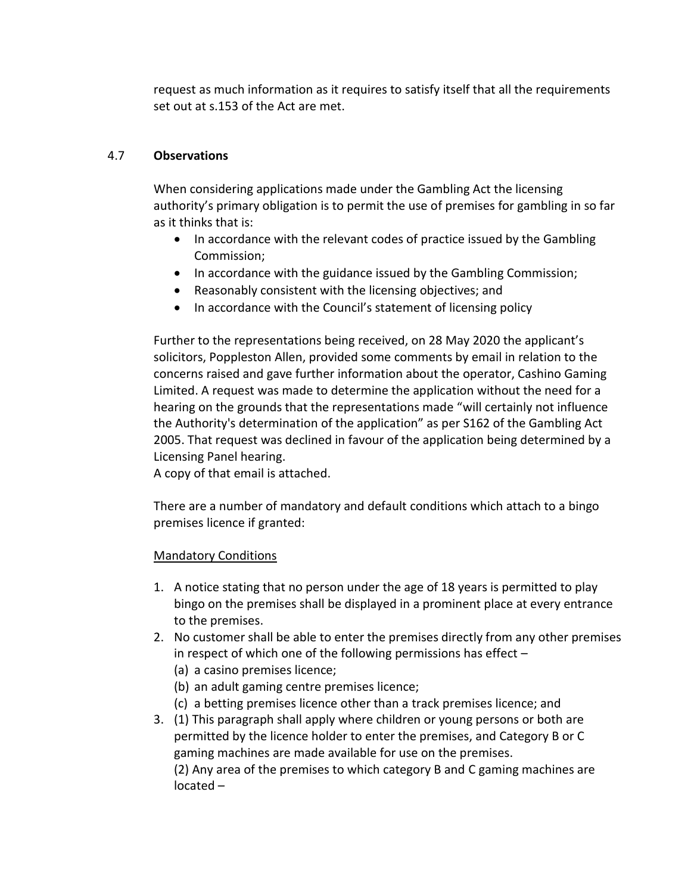request as much information as it requires to satisfy itself that all the requirements set out at s.153 of the Act are met.

### 4.7 **Observations**

When considering applications made under the Gambling Act the licensing authority's primary obligation is to permit the use of premises for gambling in so far as it thinks that is:

- In accordance with the relevant codes of practice issued by the Gambling Commission;
- In accordance with the guidance issued by the Gambling Commission;
- Reasonably consistent with the licensing objectives; and
- In accordance with the Council's statement of licensing policy

Further to the representations being received, on 28 May 2020 the applicant's solicitors, Poppleston Allen, provided some comments by email in relation to the concerns raised and gave further information about the operator, Cashino Gaming Limited. A request was made to determine the application without the need for a hearing on the grounds that the representations made "will certainly not influence the Authority's determination of the application" as per S162 of the Gambling Act 2005. That request was declined in favour of the application being determined by a Licensing Panel hearing.
A copy of that email is attached.

There are a number of mandatory and default conditions which attach to a bingo premises licence if granted:

<u>Mandatory Conditions</u>

1. A notice stating that no person under the age of 18 years is permitted to play bingo on the premises shall be displayed in a prominent place at every entrance to the premises.
2. No customer shall be able to enter the premises directly from any other premises in respect of which one of the following permissions has effect –
   (a) a casino premises licence;
   (b) an adult gaming centre premises licence;
   (c) a betting premises licence other than a track premises licence; and
3. (1) This paragraph shall apply where children or young persons or both are permitted by the licence holder to enter the premises, and Category B or C gaming machines are made available for use on the premises.
   (2) Any area of the premises to which category B and C gaming machines are located –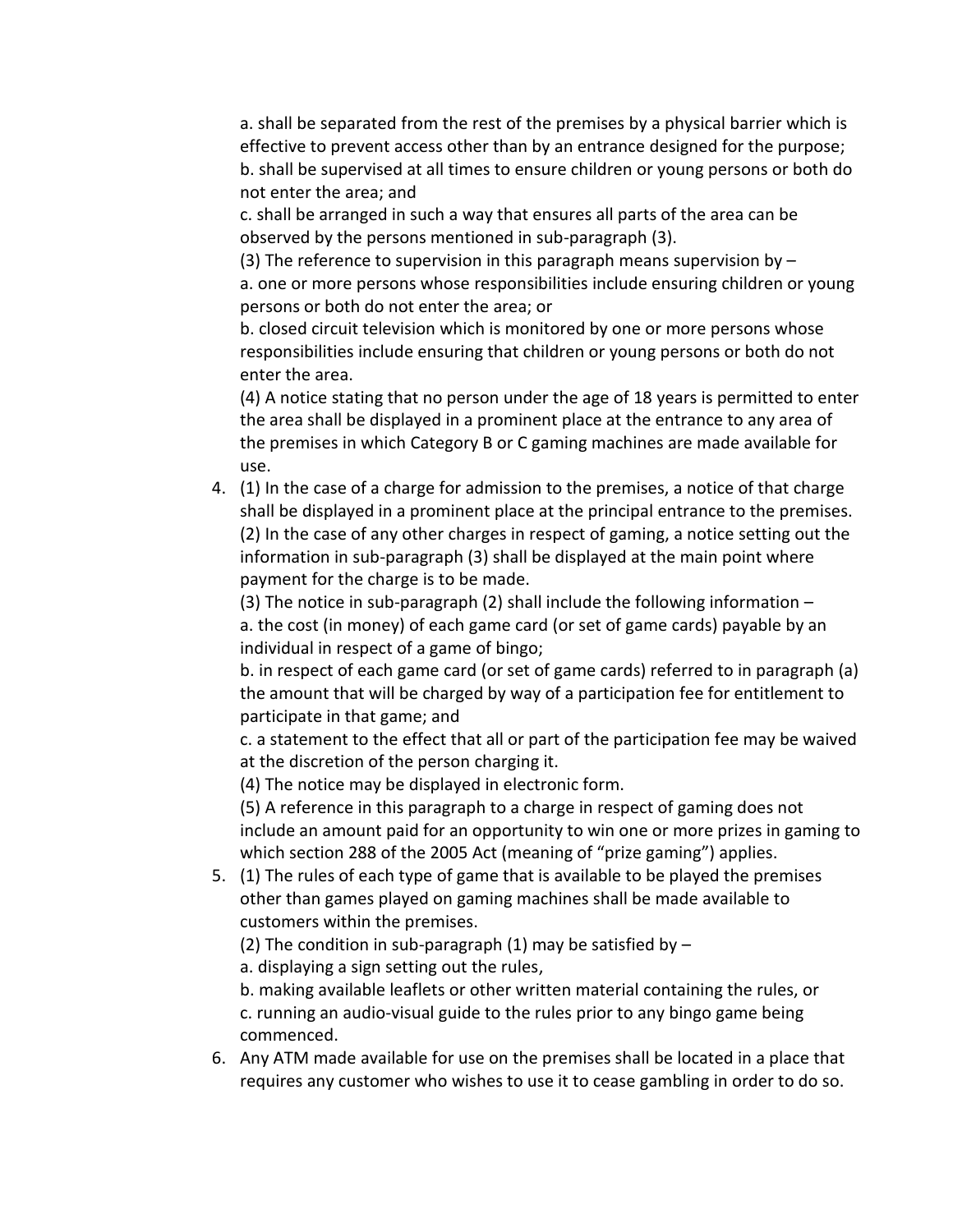a. shall be separated from the rest of the premises by a physical barrier which is effective to prevent access other than by an entrance designed for the purpose;
b. shall be supervised at all times to ensure children or young persons or both do not enter the area; and
c. shall be arranged in such a way that ensures all parts of the area can be observed by the persons mentioned in sub-paragraph (3).
(3) The reference to supervision in this paragraph means supervision by –
a. one or more persons whose responsibilities include ensuring children or young persons or both do not enter the area; or
b. closed circuit television which is monitored by one or more persons whose responsibilities include ensuring that children or young persons or both do not enter the area.
(4) A notice stating that no person under the age of 18 years is permitted to enter the area shall be displayed in a prominent place at the entrance to any area of the premises in which Category B or C gaming machines are made available for use.

4. (1) In the case of a charge for admission to the premises, a notice of that charge shall be displayed in a prominent place at the principal entrance to the premises.
(2) In the case of any other charges in respect of gaming, a notice setting out the information in sub-paragraph (3) shall be displayed at the main point where payment for the charge is to be made.
(3) The notice in sub-paragraph (2) shall include the following information –
a. the cost (in money) of each game card (or set of game cards) payable by an individual in respect of a game of bingo;
b. in respect of each game card (or set of game cards) referred to in paragraph (a) the amount that will be charged by way of a participation fee for entitlement to participate in that game; and
c. a statement to the effect that all or part of the participation fee may be waived at the discretion of the person charging it.
(4) The notice may be displayed in electronic form.
(5) A reference in this paragraph to a charge in respect of gaming does not include an amount paid for an opportunity to win one or more prizes in gaming to which section 288 of the 2005 Act (meaning of "prize gaming") applies.
5. (1) The rules of each type of game that is available to be played the premises other than games played on gaming machines shall be made available to customers within the premises.
(2) The condition in sub-paragraph (1) may be satisfied by –
a. displaying a sign setting out the rules,
b. making available leaflets or other written material containing the rules, or
c. running an audio-visual guide to the rules prior to any bingo game being commenced.
6. Any ATM made available for use on the premises shall be located in a place that requires any customer who wishes to use it to cease gambling in order to do so.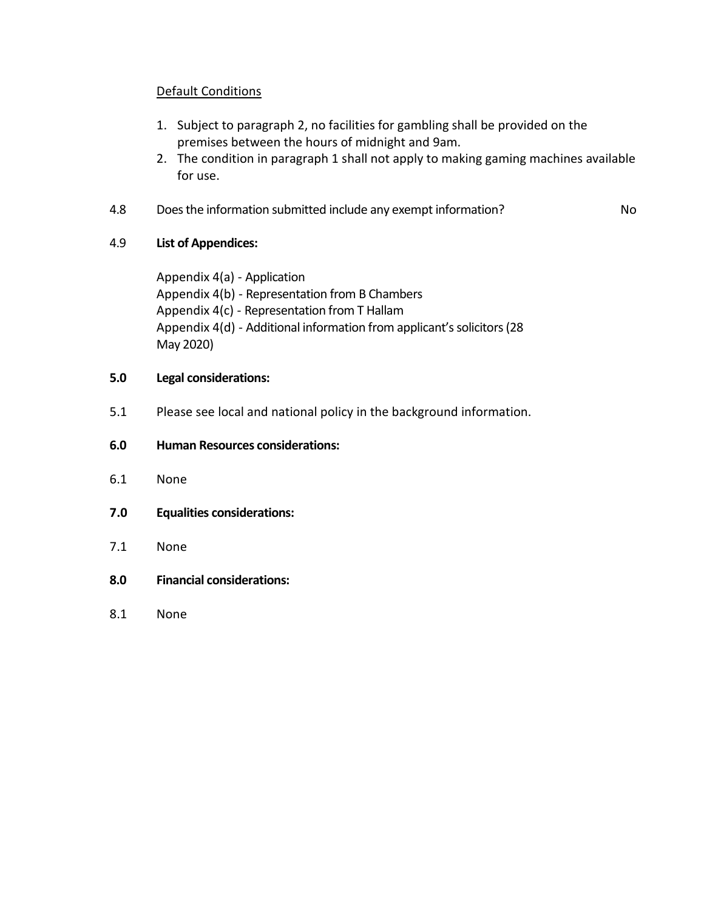Default Conditions

1. Subject to paragraph 2, no facilities for gambling shall be provided on the premises between the hours of midnight and 9am.
2. The condition in paragraph 1 shall not apply to making gaming machines available for use.

4.8 Does the information submitted include any exempt information? No

4.9 **List of Appendices:**

Appendix 4(a) - Application
Appendix 4(b) - Representation from B Chambers
Appendix 4(c) - Representation from T Hallam
Appendix 4(d) - Additional information from applicant's solicitors (28 May 2020)

**5.0 Legal considerations:**

5.1 Please see local and national policy in the background information.

**6.0 Human Resources considerations:**

6.1 None

**7.0 Equalities considerations:**

7.1 None

**8.0 Financial considerations:**

8.1 None